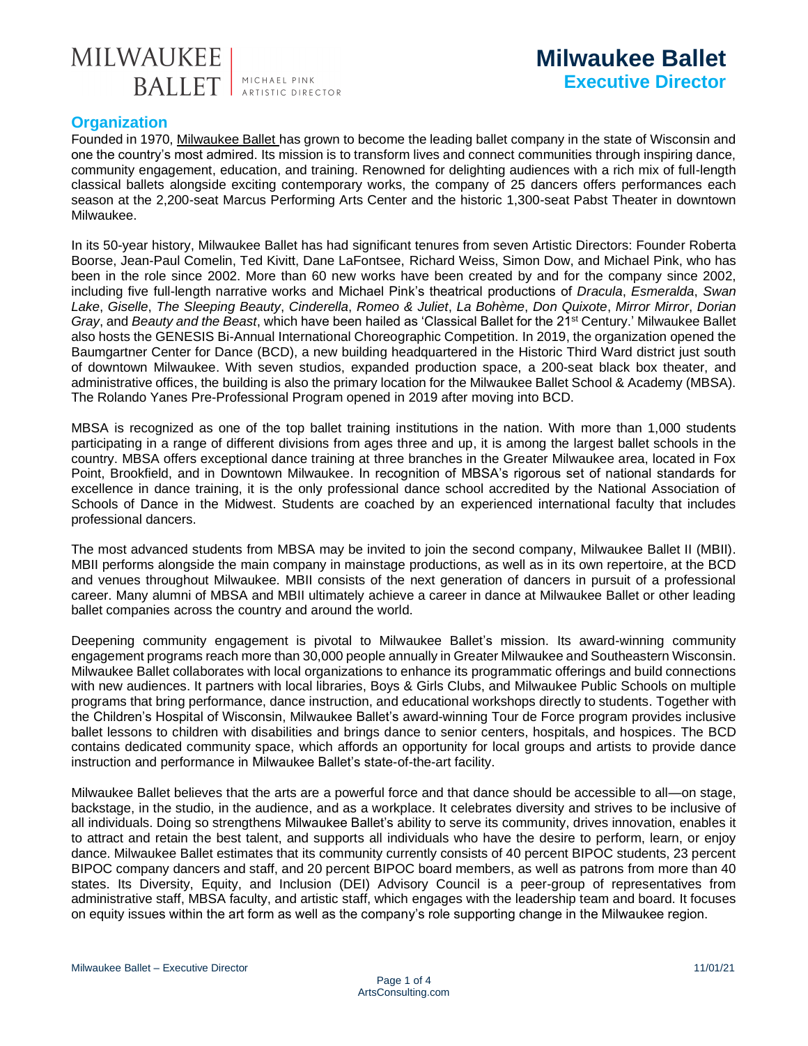# Milwaukee Ballet
## Executive Director

## Organization

Founded in 1970, Milwaukee Ballet has grown to become the leading ballet company in the state of Wisconsin and one the country's most admired. Its mission is to transform lives and connect communities through inspiring dance, community engagement, education, and training. Renowned for delighting audiences with a rich mix of full-length classical ballets alongside exciting contemporary works, the company of 25 dancers offers performances each season at the 2,200-seat Marcus Performing Arts Center and the historic 1,300-seat Pabst Theater in downtown Milwaukee.

In its 50-year history, Milwaukee Ballet has had significant tenures from seven Artistic Directors: Founder Roberta Boorse, Jean-Paul Comelin, Ted Kivitt, Dane LaFontsee, Richard Weiss, Simon Dow, and Michael Pink, who has been in the role since 2002. More than 60 new works have been created by and for the company since 2002, including five full-length narrative works and Michael Pink's theatrical productions of *Dracula*, *Esmeralda*, *Swan Lake*, *Giselle*, *The Sleeping Beauty*, *Cinderella*, *Romeo & Juliet*, *La Bohème*, *Don Quixote*, *Mirror Mirror*, *Dorian Gray*, and *Beauty and the Beast*, which have been hailed as 'Classical Ballet for the 21st Century.' Milwaukee Ballet also hosts the GENESIS Bi-Annual International Choreographic Competition. In 2019, the organization opened the Baumgartner Center for Dance (BCD), a new building headquartered in the Historic Third Ward district just south of downtown Milwaukee. With seven studios, expanded production space, a 200-seat black box theater, and administrative offices, the building is also the primary location for the Milwaukee Ballet School & Academy (MBSA). The Rolando Yanes Pre-Professional Program opened in 2019 after moving into BCD.

MBSA is recognized as one of the top ballet training institutions in the nation. With more than 1,000 students participating in a range of different divisions from ages three and up, it is among the largest ballet schools in the country. MBSA offers exceptional dance training at three branches in the Greater Milwaukee area, located in Fox Point, Brookfield, and in Downtown Milwaukee. In recognition of MBSA's rigorous set of national standards for excellence in dance training, it is the only professional dance school accredited by the National Association of Schools of Dance in the Midwest. Students are coached by an experienced international faculty that includes professional dancers.

The most advanced students from MBSA may be invited to join the second company, Milwaukee Ballet II (MBII). MBII performs alongside the main company in mainstage productions, as well as in its own repertoire, at the BCD and venues throughout Milwaukee. MBII consists of the next generation of dancers in pursuit of a professional career. Many alumni of MBSA and MBII ultimately achieve a career in dance at Milwaukee Ballet or other leading ballet companies across the country and around the world.

Deepening community engagement is pivotal to Milwaukee Ballet's mission. Its award-winning community engagement programs reach more than 30,000 people annually in Greater Milwaukee and Southeastern Wisconsin. Milwaukee Ballet collaborates with local organizations to enhance its programmatic offerings and build connections with new audiences. It partners with local libraries, Boys & Girls Clubs, and Milwaukee Public Schools on multiple programs that bring performance, dance instruction, and educational workshops directly to students. Together with the Children's Hospital of Wisconsin, Milwaukee Ballet's award-winning Tour de Force program provides inclusive ballet lessons to children with disabilities and brings dance to senior centers, hospitals, and hospices. The BCD contains dedicated community space, which affords an opportunity for local groups and artists to provide dance instruction and performance in Milwaukee Ballet's state-of-the-art facility.

Milwaukee Ballet believes that the arts are a powerful force and that dance should be accessible to all—on stage, backstage, in the studio, in the audience, and as a workplace. It celebrates diversity and strives to be inclusive of all individuals. Doing so strengthens Milwaukee Ballet's ability to serve its community, drives innovation, enables it to attract and retain the best talent, and supports all individuals who have the desire to perform, learn, or enjoy dance. Milwaukee Ballet estimates that its community currently consists of 40 percent BIPOC students, 23 percent BIPOC company dancers and staff, and 20 percent BIPOC board members, as well as patrons from more than 40 states. Its Diversity, Equity, and Inclusion (DEI) Advisory Council is a peer-group of representatives from administrative staff, MBSA faculty, and artistic staff, which engages with the leadership team and board. It focuses on equity issues within the art form as well as the company's role supporting change in the Milwaukee region.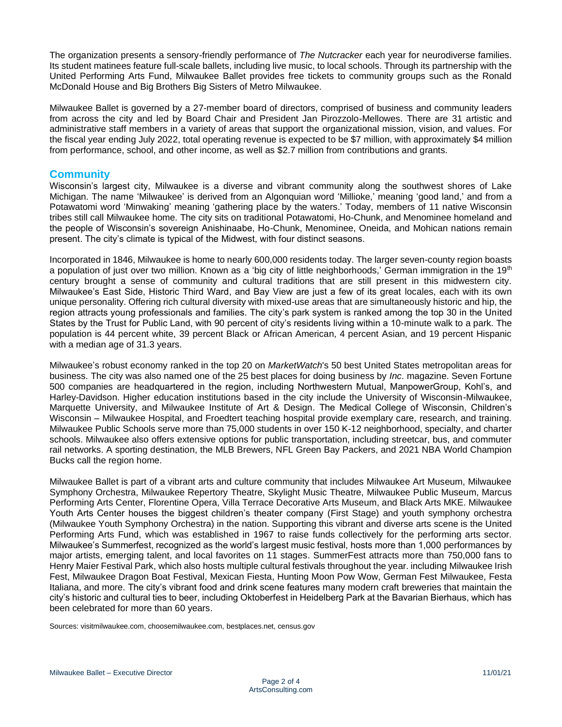The organization presents a sensory-friendly performance of *The Nutcracker* each year for neurodiverse families. Its student matinees feature full-scale ballets, including live music, to local schools. Through its partnership with the United Performing Arts Fund, Milwaukee Ballet provides free tickets to community groups such as the Ronald McDonald House and Big Brothers Big Sisters of Metro Milwaukee.

Milwaukee Ballet is governed by a 27-member board of directors, comprised of business and community leaders from across the city and led by Board Chair and President Jan Pirozzolo-Mellowes. There are 31 artistic and administrative staff members in a variety of areas that support the organizational mission, vision, and values. For the fiscal year ending July 2022, total operating revenue is expected to be $7 million, with approximately $4 million from performance, school, and other income, as well as $2.7 million from contributions and grants.

## Community

Wisconsin's largest city, Milwaukee is a diverse and vibrant community along the southwest shores of Lake Michigan. The name 'Milwaukee' is derived from an Algonquian word 'Millioke,' meaning 'good land,' and from a Potawatomi word 'Minwaking' meaning 'gathering place by the waters.' Today, members of 11 native Wisconsin tribes still call Milwaukee home. The city sits on traditional Potawatomi, Ho-Chunk, and Menominee homeland and the people of Wisconsin's sovereign Anishinaabe, Ho-Chunk, Menominee, Oneida, and Mohican nations remain present. The city's climate is typical of the Midwest, with four distinct seasons.

Incorporated in 1846, Milwaukee is home to nearly 600,000 residents today. The larger seven-county region boasts a population of just over two million. Known as a 'big city of little neighborhoods,' German immigration in the 19th century brought a sense of community and cultural traditions that are still present in this midwestern city. Milwaukee's East Side, Historic Third Ward, and Bay View are just a few of its great locales, each with its own unique personality. Offering rich cultural diversity with mixed-use areas that are simultaneously historic and hip, the region attracts young professionals and families. The city's park system is ranked among the top 30 in the United States by the Trust for Public Land, with 90 percent of city's residents living within a 10-minute walk to a park. The population is 44 percent white, 39 percent Black or African American, 4 percent Asian, and 19 percent Hispanic with a median age of 31.3 years.

Milwaukee's robust economy ranked in the top 20 on *MarketWatch*'s 50 best United States metropolitan areas for business. The city was also named one of the 25 best places for doing business by *Inc*. magazine. Seven Fortune 500 companies are headquartered in the region, including Northwestern Mutual, ManpowerGroup, Kohl's, and Harley-Davidson. Higher education institutions based in the city include the University of Wisconsin-Milwaukee, Marquette University, and Milwaukee Institute of Art & Design. The Medical College of Wisconsin, Children's Wisconsin – Milwaukee Hospital, and Froedtert teaching hospital provide exemplary care, research, and training. Milwaukee Public Schools serve more than 75,000 students in over 150 K-12 neighborhood, specialty, and charter schools. Milwaukee also offers extensive options for public transportation, including streetcar, bus, and commuter rail networks. A sporting destination, the MLB Brewers, NFL Green Bay Packers, and 2021 NBA World Champion Bucks call the region home.

Milwaukee Ballet is part of a vibrant arts and culture community that includes Milwaukee Art Museum, Milwaukee Symphony Orchestra, Milwaukee Repertory Theatre, Skylight Music Theatre, Milwaukee Public Museum, Marcus Performing Arts Center, Florentine Opera, Villa Terrace Decorative Arts Museum, and Black Arts MKE. Milwaukee Youth Arts Center houses the biggest children's theater company (First Stage) and youth symphony orchestra (Milwaukee Youth Symphony Orchestra) in the nation. Supporting this vibrant and diverse arts scene is the United Performing Arts Fund, which was established in 1967 to raise funds collectively for the performing arts sector. Milwaukee's Summerfest, recognized as the world's largest music festival, hosts more than 1,000 performances by major artists, emerging talent, and local favorites on 11 stages. SummerFest attracts more than 750,000 fans to Henry Maier Festival Park, which also hosts multiple cultural festivals throughout the year. including Milwaukee Irish Fest, Milwaukee Dragon Boat Festival, Mexican Fiesta, Hunting Moon Pow Wow, German Fest Milwaukee, Festa Italiana, and more. The city's vibrant food and drink scene features many modern craft breweries that maintain the city's historic and cultural ties to beer, including Oktoberfest in Heidelberg Park at the Bavarian Bierhaus, which has been celebrated for more than 60 years.

Sources: visitmilwaukee.com, choosemilwaukee.com, bestplaces.net, census.gov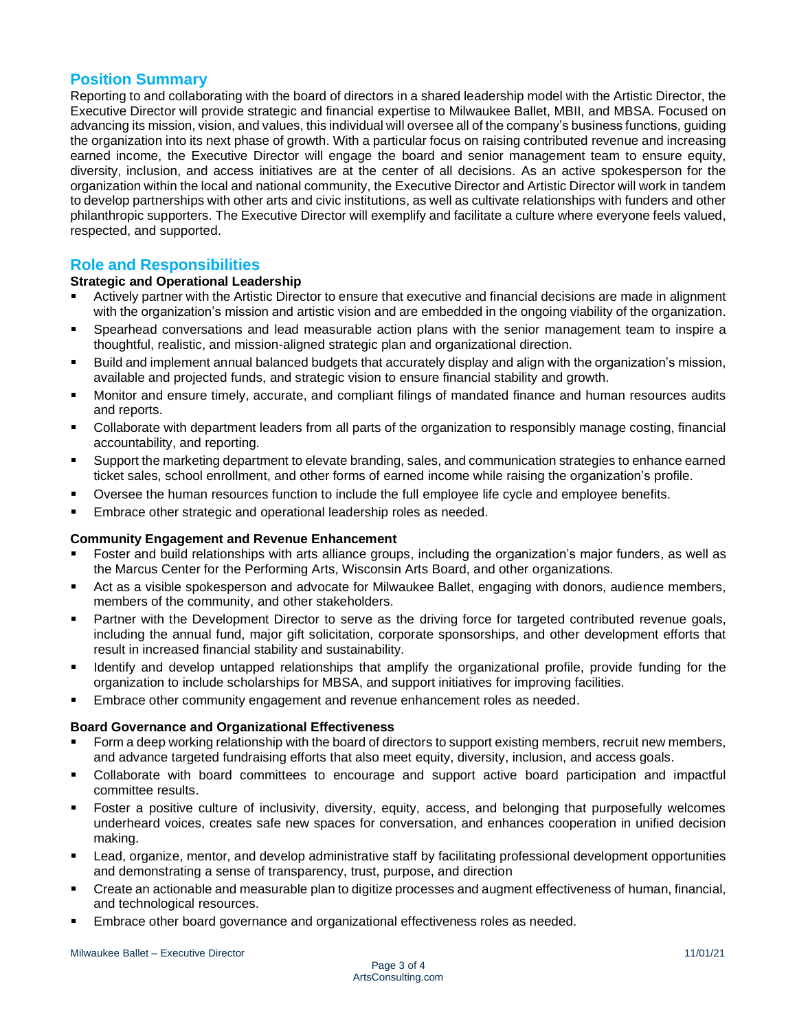## Position Summary

Reporting to and collaborating with the board of directors in a shared leadership model with the Artistic Director, the Executive Director will provide strategic and financial expertise to Milwaukee Ballet, MBII, and MBSA. Focused on advancing its mission, vision, and values, this individual will oversee all of the company's business functions, guiding the organization into its next phase of growth. With a particular focus on raising contributed revenue and increasing earned income, the Executive Director will engage the board and senior management team to ensure equity, diversity, inclusion, and access initiatives are at the center of all decisions. As an active spokesperson for the organization within the local and national community, the Executive Director and Artistic Director will work in tandem to develop partnerships with other arts and civic institutions, as well as cultivate relationships with funders and other philanthropic supporters. The Executive Director will exemplify and facilitate a culture where everyone feels valued, respected, and supported.

## Role and Responsibilities

**Strategic and Operational Leadership**

- Actively partner with the Artistic Director to ensure that executive and financial decisions are made in alignment with the organization's mission and artistic vision and are embedded in the ongoing viability of the organization.
- Spearhead conversations and lead measurable action plans with the senior management team to inspire a thoughtful, realistic, and mission-aligned strategic plan and organizational direction.
- Build and implement annual balanced budgets that accurately display and align with the organization's mission, available and projected funds, and strategic vision to ensure financial stability and growth.
- Monitor and ensure timely, accurate, and compliant filings of mandated finance and human resources audits and reports.
- Collaborate with department leaders from all parts of the organization to responsibly manage costing, financial accountability, and reporting.
- Support the marketing department to elevate branding, sales, and communication strategies to enhance earned ticket sales, school enrollment, and other forms of earned income while raising the organization's profile.
- Oversee the human resources function to include the full employee life cycle and employee benefits.
- Embrace other strategic and operational leadership roles as needed.

**Community Engagement and Revenue Enhancement**

- Foster and build relationships with arts alliance groups, including the organization's major funders, as well as the Marcus Center for the Performing Arts, Wisconsin Arts Board, and other organizations.
- Act as a visible spokesperson and advocate for Milwaukee Ballet, engaging with donors, audience members, members of the community, and other stakeholders.
- Partner with the Development Director to serve as the driving force for targeted contributed revenue goals, including the annual fund, major gift solicitation, corporate sponsorships, and other development efforts that result in increased financial stability and sustainability.
- Identify and develop untapped relationships that amplify the organizational profile, provide funding for the organization to include scholarships for MBSA, and support initiatives for improving facilities.
- Embrace other community engagement and revenue enhancement roles as needed.

**Board Governance and Organizational Effectiveness**

- Form a deep working relationship with the board of directors to support existing members, recruit new members, and advance targeted fundraising efforts that also meet equity, diversity, inclusion, and access goals.
- Collaborate with board committees to encourage and support active board participation and impactful committee results.
- Foster a positive culture of inclusivity, diversity, equity, access, and belonging that purposefully welcomes underheard voices, creates safe new spaces for conversation, and enhances cooperation in unified decision making.
- Lead, organize, mentor, and develop administrative staff by facilitating professional development opportunities and demonstrating a sense of transparency, trust, purpose, and direction
- Create an actionable and measurable plan to digitize processes and augment effectiveness of human, financial, and technological resources.
- Embrace other board governance and organizational effectiveness roles as needed.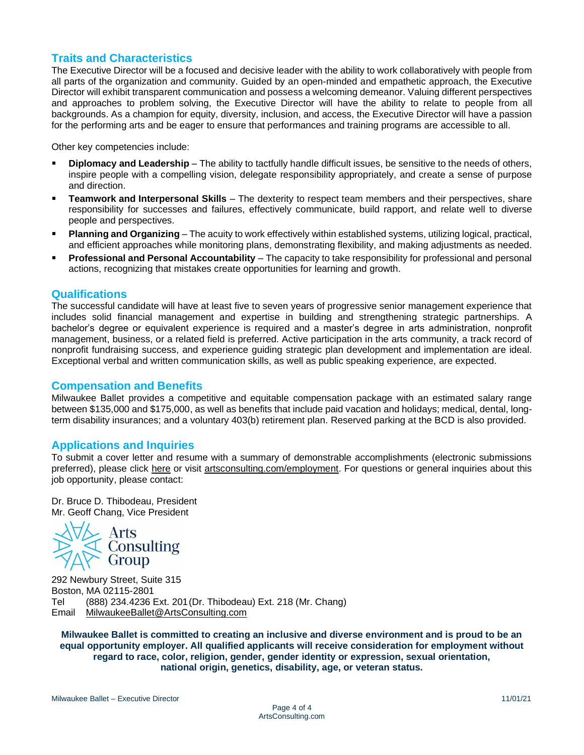## Traits and Characteristics

The Executive Director will be a focused and decisive leader with the ability to work collaboratively with people from all parts of the organization and community. Guided by an open-minded and empathetic approach, the Executive Director will exhibit transparent communication and possess a welcoming demeanor. Valuing different perspectives and approaches to problem solving, the Executive Director will have the ability to relate to people from all backgrounds. As a champion for equity, diversity, inclusion, and access, the Executive Director will have a passion for the performing arts and be eager to ensure that performances and training programs are accessible to all.

Other key competencies include:

- **Diplomacy and Leadership** – The ability to tactfully handle difficult issues, be sensitive to the needs of others, inspire people with a compelling vision, delegate responsibility appropriately, and create a sense of purpose and direction.
- **Teamwork and Interpersonal Skills** – The dexterity to respect team members and their perspectives, share responsibility for successes and failures, effectively communicate, build rapport, and relate well to diverse people and perspectives.
- **Planning and Organizing** – The acuity to work effectively within established systems, utilizing logical, practical, and efficient approaches while monitoring plans, demonstrating flexibility, and making adjustments as needed.
- **Professional and Personal Accountability** – The capacity to take responsibility for professional and personal actions, recognizing that mistakes create opportunities for learning and growth.

## Qualifications

The successful candidate will have at least five to seven years of progressive senior management experience that includes solid financial management and expertise in building and strengthening strategic partnerships. A bachelor's degree or equivalent experience is required and a master's degree in arts administration, nonprofit management, business, or a related field is preferred. Active participation in the arts community, a track record of nonprofit fundraising success, and experience guiding strategic plan development and implementation are ideal. Exceptional verbal and written communication skills, as well as public speaking experience, are expected.

## Compensation and Benefits

Milwaukee Ballet provides a competitive and equitable compensation package with an estimated salary range between $135,000 and $175,000, as well as benefits that include paid vacation and holidays; medical, dental, long-term disability insurances; and a voluntary 403(b) retirement plan. Reserved parking at the BCD is also provided.

## Applications and Inquiries

To submit a cover letter and resume with a summary of demonstrable accomplishments (electronic submissions preferred), please click here or visit artsconsulting.com/employment. For questions or general inquiries about this job opportunity, please contact:

Dr. Bruce D. Thibodeau, President
Mr. Geoff Chang, Vice President

Arts Consulting Group

292 Newbury Street, Suite 315
Boston, MA 02115-2801
Tel (888) 234.4236 Ext. 201 (Dr. Thibodeau) Ext. 218 (Mr. Chang)
Email MilwaukeeBallet@ArtsConsulting.com

**Milwaukee Ballet is committed to creating an inclusive and diverse environment and is proud to be an equal opportunity employer. All qualified applicants will receive consideration for employment without regard to race, color, religion, gender, gender identity or expression, sexual orientation, national origin, genetics, disability, age, or veteran status.**